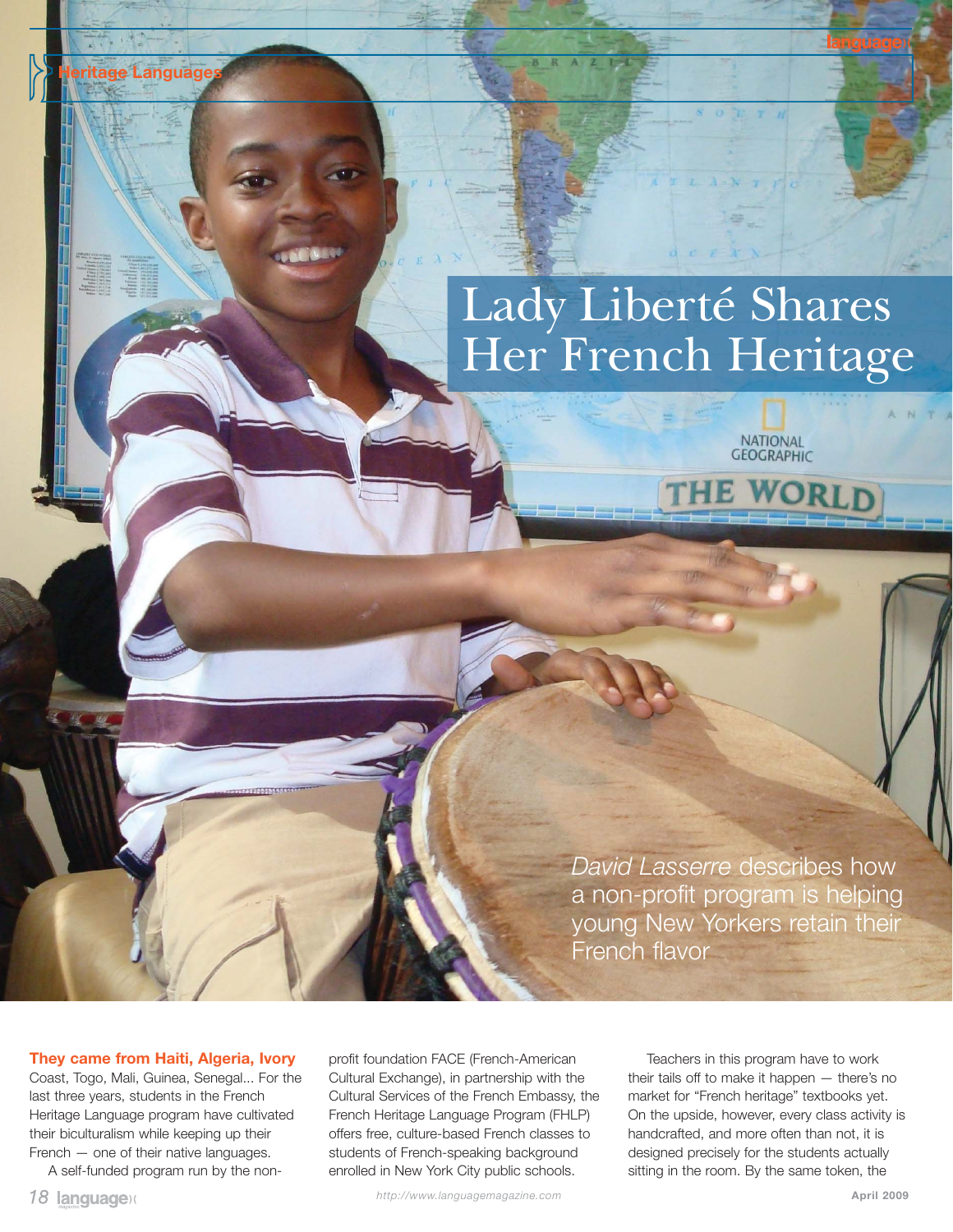# Lady Liberté Shares Her French Heritage

*David Lasserre* describes how a non-profit program is helping young New Yorkers retain their French flavor

**They came from Haiti, Algeria, Ivory** Coast, Togo, Mali, Guinea, Senegal... For the last three years, students in the French Heritage Language program have cultivated their biculturalism while keeping up their French — one of their native languages.

A self-funded program run by the non-profit foundation FACE (French-American Cultural Exchange), in partnership with the Cultural Services of the French Embassy, the French Heritage Language Program (FHLP) offers free, culture-based French classes to students of French-speaking background enrolled in New York City public schools.

Teachers in this program have to work their tails off to make it happen — there's no market for "French heritage" textbooks yet. On the upside, however, every class activity is handcrafted, and more often than not, it is designed precisely for the students actually sitting in the room. By the same token, the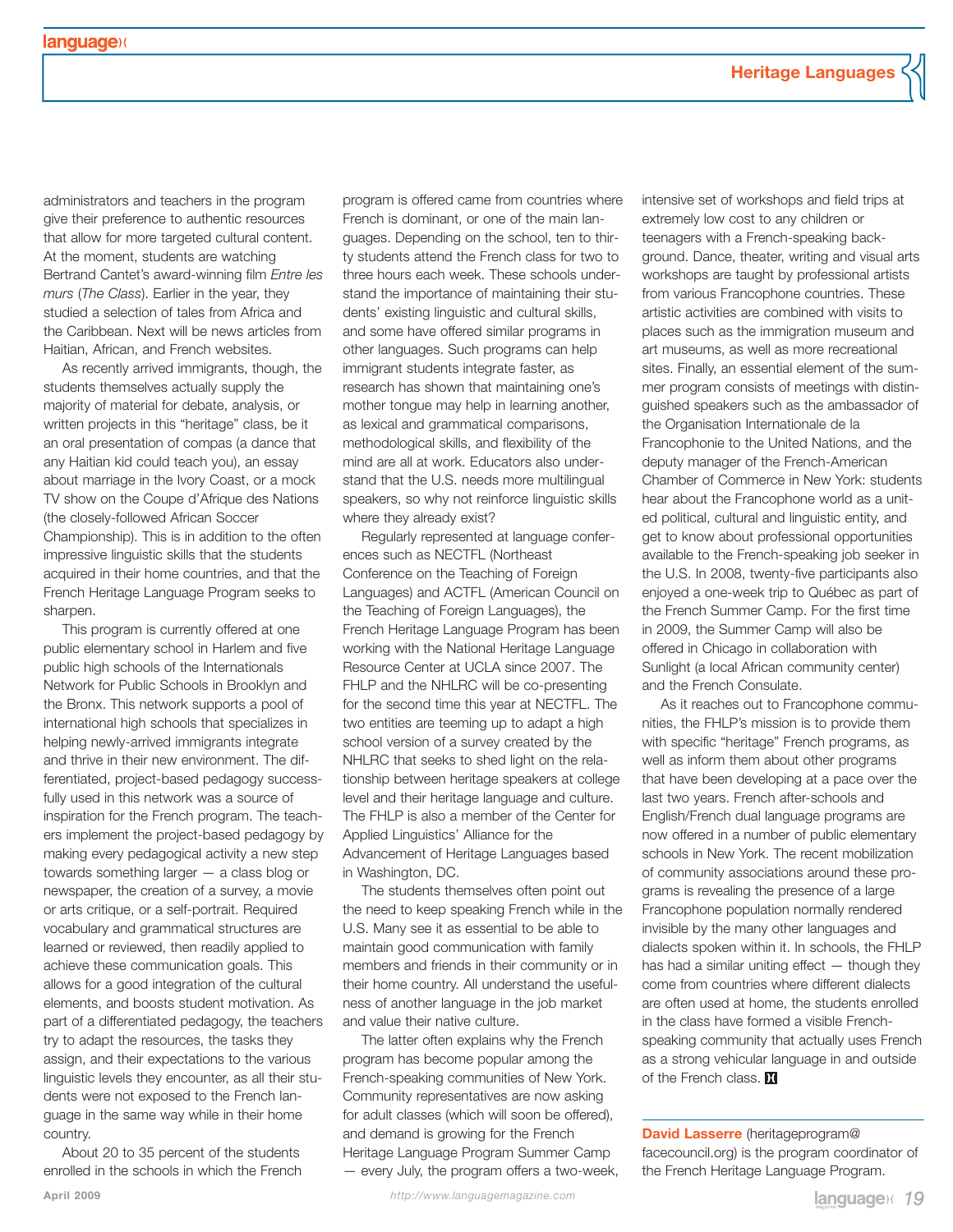administrators and teachers in the program give their preference to authentic resources that allow for more targeted cultural content. At the moment, students are watching Bertrand Cantet's award-winning film *Entre les murs* (*The Class*). Earlier in the year, they studied a selection of tales from Africa and the Caribbean. Next will be news articles from Haitian, African, and French websites.

As recently arrived immigrants, though, the students themselves actually supply the majority of material for debate, analysis, or written projects in this "heritage" class, be it an oral presentation of compas (a dance that any Haitian kid could teach you), an essay about marriage in the Ivory Coast, or a mock TV show on the Coupe d'Afrique des Nations (the closely-followed African Soccer Championship). This is in addition to the often impressive linguistic skills that the students acquired in their home countries, and that the French Heritage Language Program seeks to sharpen.

This program is currently offered at one public elementary school in Harlem and five public high schools of the Internationals Network for Public Schools in Brooklyn and the Bronx. This network supports a pool of international high schools that specializes in helping newly-arrived immigrants integrate and thrive in their new environment. The differentiated, project-based pedagogy successfully used in this network was a source of inspiration for the French program. The teachers implement the project-based pedagogy by making every pedagogical activity a new step towards something larger — a class blog or newspaper, the creation of a survey, a movie or arts critique, or a self-portrait. Required vocabulary and grammatical structures are learned or reviewed, then readily applied to achieve these communication goals. This allows for a good integration of the cultural elements, and boosts student motivation. As part of a differentiated pedagogy, the teachers try to adapt the resources, the tasks they assign, and their expectations to the various linguistic levels they encounter, as all their students were not exposed to the French language in the same way while in their home country.

About 20 to 35 percent of the students enrolled in the schools in which the French program is offered came from countries where French is dominant, or one of the main languages. Depending on the school, ten to thirty students attend the French class for two to three hours each week. These schools understand the importance of maintaining their students' existing linguistic and cultural skills, and some have offered similar programs in other languages. Such programs can help immigrant students integrate faster, as research has shown that maintaining one's mother tongue may help in learning another, as lexical and grammatical comparisons, methodological skills, and flexibility of the mind are all at work. Educators also understand that the U.S. needs more multilingual speakers, so why not reinforce linguistic skills where they already exist?

Regularly represented at language conferences such as NECTFL (Northeast Conference on the Teaching of Foreign Languages) and ACTFL (American Council on the Teaching of Foreign Languages), the French Heritage Language Program has been working with the National Heritage Language Resource Center at UCLA since 2007. The FHLP and the NHLRC will be co-presenting for the second time this year at NECTFL. The two entities are teeming up to adapt a high school version of a survey created by the NHLRC that seeks to shed light on the relationship between heritage speakers at college level and their heritage language and culture. The FHLP is also a member of the Center for Applied Linguistics' Alliance for the Advancement of Heritage Languages based in Washington, DC.

The students themselves often point out the need to keep speaking French while in the U.S. Many see it as essential to be able to maintain good communication with family members and friends in their community or in their home country. All understand the usefulness of another language in the job market and value their native culture.

The latter often explains why the French program has become popular among the French-speaking communities of New York. Community representatives are now asking for adult classes (which will soon be offered), and demand is growing for the French Heritage Language Program Summer Camp — every July, the program offers a two-week, intensive set of workshops and field trips at extremely low cost to any children or teenagers with a French-speaking background. Dance, theater, writing and visual arts workshops are taught by professional artists from various Francophone countries. These artistic activities are combined with visits to places such as the immigration museum and art museums, as well as more recreational sites. Finally, an essential element of the summer program consists of meetings with distinguished speakers such as the ambassador of the Organisation Internationale de la Francophonie to the United Nations, and the deputy manager of the French-American Chamber of Commerce in New York: students hear about the Francophone world as a united political, cultural and linguistic entity, and get to know about professional opportunities available to the French-speaking job seeker in the U.S. In 2008, twenty-five participants also enjoyed a one-week trip to Québec as part of the French Summer Camp. For the first time in 2009, the Summer Camp will also be offered in Chicago in collaboration with Sunlight (a local African community center) and the French Consulate.

As it reaches out to Francophone communities, the FHLP's mission is to provide them with specific "heritage" French programs, as well as inform them about other programs that have been developing at a pace over the last two years. French after-schools and English/French dual language programs are now offered in a number of public elementary schools in New York. The recent mobilization of community associations around these programs is revealing the presence of a large Francophone population normally rendered invisible by the many other languages and dialects spoken within it. In schools, the FHLP has had a similar uniting effect — though they come from countries where different dialects are often used at home, the students enrolled in the class have formed a visible French-speaking community that actually uses French as a strong vehicular language in and outside of the French class.

**David Lasserre** (heritageprogram@facecouncil.org) is the program coordinator of the French Heritage Language Program.